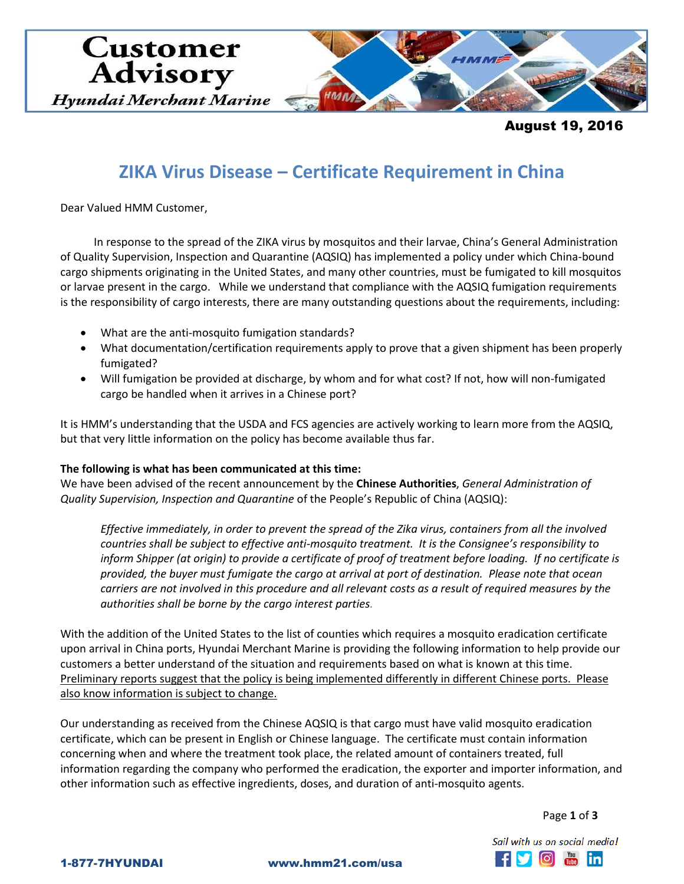# Customer Advisory

*Hyundai Merchant Marine*

**August 19, 2016**

## ZIKA Virus Disease – Certificate Requirement in China

Dear Valued HMM Customer,

In response to the spread of the ZIKA virus by mosquitos and their larvae, China's General Administration of Quality Supervision, Inspection and Quarantine (AQSIQ) has implemented a policy under which China-bound cargo shipments originating in the United States, and many other countries, must be fumigated to kill mosquitos or larvae present in the cargo. While we understand that compliance with the AQSIQ fumigation requirements is the responsibility of cargo interests, there are many outstanding questions about the requirements, including:

- What are the anti-mosquito fumigation standards?
- What documentation/certification requirements apply to prove that a given shipment has been properly fumigated?
- Will fumigation be provided at discharge, by whom and for what cost? If not, how will non-fumigated cargo be handled when it arrives in a Chinese port?

It is HMM's understanding that the USDA and FCS agencies are actively working to learn more from the AQSIQ, but that very little information on the policy has become available thus far.

**The following is what has been communicated at this time:**
We have been advised of the recent announcement by the **Chinese Authorities**, *General Administration of Quality Supervision, Inspection and Quarantine* of the People's Republic of China (AQSIQ):

> *Effective immediately, in order to prevent the spread of the Zika virus, containers from all the involved countries shall be subject to effective anti-mosquito treatment. It is the Consignee's responsibility to inform Shipper (at origin) to provide a certificate of proof of treatment before loading. If no certificate is provided, the buyer must fumigate the cargo at arrival at port of destination. Please note that ocean carriers are not involved in this procedure and all relevant costs as a result of required measures by the authorities shall be borne by the cargo interest parties.*

With the addition of the United States to the list of counties which requires a mosquito eradication certificate upon arrival in China ports, Hyundai Merchant Marine is providing the following information to help provide our customers a better understand of the situation and requirements based on what is known at this time. <u>Preliminary reports suggest that the policy is being implemented differently in different Chinese ports. Please also know information is subject to change.</u>

Our understanding as received from the Chinese AQSIQ is that cargo must have valid mosquito eradication certificate, which can be present in English or Chinese language. The certificate must contain information concerning when and where the treatment took place, the related amount of containers treated, full information regarding the company who performed the eradication, the exporter and importer information, and other information such as effective ingredients, doses, and duration of anti-mosquito agents.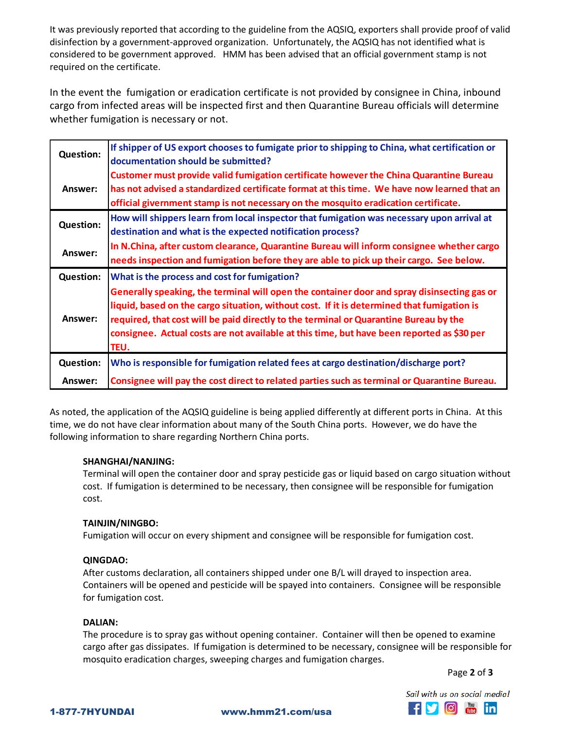It was previously reported that according to the guideline from the AQSIQ, exporters shall provide proof of valid disinfection by a government-approved organization. Unfortunately, the AQSIQ has not identified what is considered to be government approved. HMM has been advised that an official government stamp is not required on the certificate.

In the event the fumigation or eradication certificate is not provided by consignee in China, inbound cargo from infected areas will be inspected first and then Quarantine Bureau officials will determine whether fumigation is necessary or not.

| | |
|---|---|
| **Question:** | **If shipper of US export chooses to fumigate prior to shipping to China, what certification or documentation should be submitted?** |
| **Answer:** | **Customer must provide valid fumigation certificate however the China Quarantine Bureau has not advised a standardized certificate format at this time. We have now learned that an official givernment stamp is not necessary on the mosquito eradication certificate.** |
| **Question:** | **How will shippers learn from local inspector that fumigation was necessary upon arrival at destination and what is the expected notification process?** |
| **Answer:** | **In N.China, after custom clearance, Quarantine Bureau will inform consignee whether cargo needs inspection and fumigation before they are able to pick up their cargo. See below.** |
| **Question:** | **What is the process and cost for fumigation?** |
| **Answer:** | **Generally speaking, the terminal will open the container door and spray disinsecting gas or liquid, based on the cargo situation, without cost. If it is determined that fumigation is required, that cost will be paid directly to the terminal or Quarantine Bureau by the consignee. Actual costs are not available at this time, but have been reported as $30 per TEU.** |
| **Question:** | **Who is responsible for fumigation related fees at cargo destination/discharge port?** |
| **Answer:** | **Consignee will pay the cost direct to related parties such as terminal or Quarantine Bureau.** |

As noted, the application of the AQSIQ guideline is being applied differently at different ports in China. At this time, we do not have clear information about many of the South China ports. However, we do have the following information to share regarding Northern China ports.

**SHANGHAI/NANJING:**
Terminal will open the container door and spray pesticide gas or liquid based on cargo situation without cost. If fumigation is determined to be necessary, then consignee will be responsible for fumigation cost.

**TAINJIN/NINGBO:**
Fumigation will occur on every shipment and consignee will be responsible for fumigation cost.

**QINGDAO:**
After customs declaration, all containers shipped under one B/L will drayed to inspection area. Containers will be opened and pesticide will be spayed into containers. Consignee will be responsible for fumigation cost.

**DALIAN:**
The procedure is to spray gas without opening container. Container will then be opened to examine cargo after gas dissipates. If fumigation is determined to be necessary, consignee will be responsible for mosquito eradication charges, sweeping charges and fumigation charges.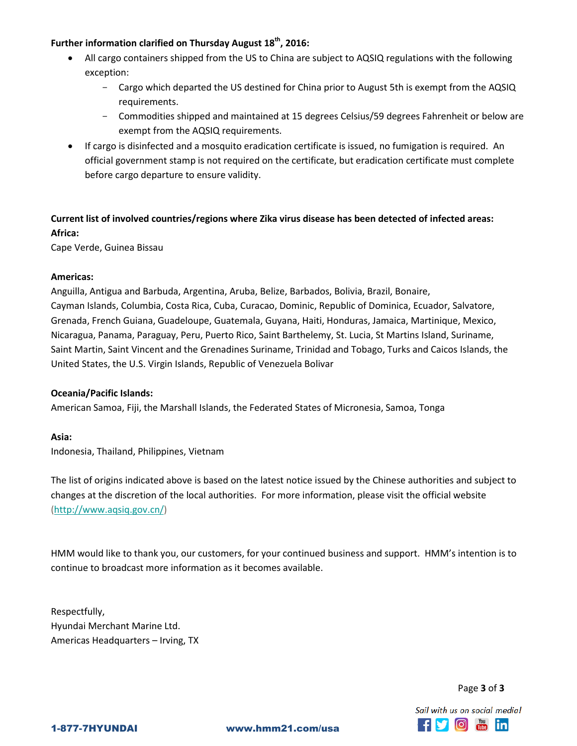**Further information clarified on Thursday August 18th, 2016:**

- All cargo containers shipped from the US to China are subject to AQSIQ regulations with the following exception:
  - Cargo which departed the US destined for China prior to August 5th is exempt from the AQSIQ requirements.
  - Commodities shipped and maintained at 15 degrees Celsius/59 degrees Fahrenheit or below are exempt from the AQSIQ requirements.
- If cargo is disinfected and a mosquito eradication certificate is issued, no fumigation is required. An official government stamp is not required on the certificate, but eradication certificate must complete before cargo departure to ensure validity.

**Current list of involved countries/regions where Zika virus disease has been detected of infected areas:**

**Africa:**

Cape Verde, Guinea Bissau

**Americas:**

Anguilla, Antigua and Barbuda, Argentina, Aruba, Belize, Barbados, Bolivia, Brazil, Bonaire, Cayman Islands, Columbia, Costa Rica, Cuba, Curacao, Dominic, Republic of Dominica, Ecuador, Salvatore, Grenada, French Guiana, Guadeloupe, Guatemala, Guyana, Haiti, Honduras, Jamaica, Martinique, Mexico, Nicaragua, Panama, Paraguay, Peru, Puerto Rico, Saint Barthelemy, St. Lucia, St Martins Island, Suriname, Saint Martin, Saint Vincent and the Grenadines Suriname, Trinidad and Tobago, Turks and Caicos Islands, the United States, the U.S. Virgin Islands, Republic of Venezuela Bolivar

**Oceania/Pacific Islands:**

American Samoa, Fiji, the Marshall Islands, the Federated States of Micronesia, Samoa, Tonga

**Asia:**

Indonesia, Thailand, Philippines, Vietnam

The list of origins indicated above is based on the latest notice issued by the Chinese authorities and subject to changes at the discretion of the local authorities. For more information, please visit the official website (http://www.aqsiq.gov.cn/)

HMM would like to thank you, our customers, for your continued business and support. HMM's intention is to continue to broadcast more information as it becomes available.

Respectfully,
Hyundai Merchant Marine Ltd.
Americas Headquarters – Irving, TX

*Sail with us on social media!*

1-877-7HYUNDAI www.hmm21.com/usa